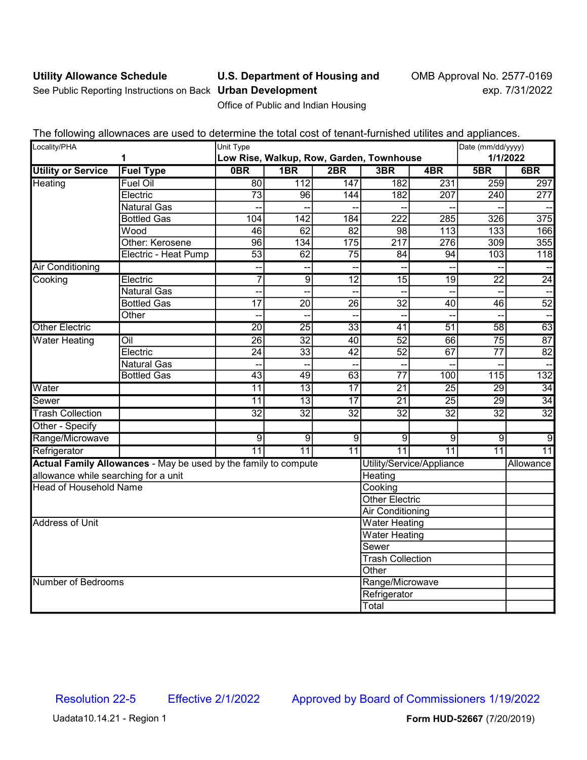**Utility Allowance Schedule**

See Public Reporting Instructions on Back

**U.S. Department of Housing and Urban Development**

Office of Public and Indian Housing

OMB Approval No. 2577-0169
exp. 7/31/2022

The following allownaces are used to determine the total cost of tenant-furnished utilites and appliances.

| Locality/PHA | | Unit Type | | | | | Date (mm/dd/yyyy) | |
|---|---|---|---|---|---|---|---|---|
| 1 | | **Low Rise, Walkup, Row, Garden, Townhouse** | | | | | **1/1/2022** | |
| **Utility or Service** | **Fuel Type** | **0BR** | **1BR** | **2BR** | **3BR** | **4BR** | **5BR** | **6BR** |
| Heating | Fuel Oil | 80 | 112 | 147 | 182 | 231 | 259 | 297 |
| | Electric | 73 | 96 | 144 | 182 | 207 | 240 | 277 |
| | Natural Gas | -- | -- | -- | -- | -- | -- | -- |
| | Bottled Gas | 104 | 142 | 184 | 222 | 285 | 326 | 375 |
| | Wood | 46 | 62 | 82 | 98 | 113 | 133 | 166 |
| | Other: Kerosene | 96 | 134 | 175 | 217 | 276 | 309 | 355 |
| | Electric - Heat Pump | 53 | 62 | 75 | 84 | 94 | 103 | 118 |
| Air Conditioning | | -- | -- | -- | -- | -- | -- | -- |
| Cooking | Electric | 7 | 9 | 12 | 15 | 19 | 22 | 24 |
| | Natural Gas | -- | -- | -- | -- | -- | -- | -- |
| | Bottled Gas | 17 | 20 | 26 | 32 | 40 | 46 | 52 |
| | Other | -- | -- | -- | -- | -- | -- | -- |
| Other Electric | | 20 | 25 | 33 | 41 | 51 | 58 | 63 |
| Water Heating | Oil | 26 | 32 | 40 | 52 | 66 | 75 | 87 |
| | Electric | 24 | 33 | 42 | 52 | 67 | 77 | 82 |
| | Natural Gas | -- | -- | -- | -- | -- | -- | -- |
| | Bottled Gas | 43 | 49 | 63 | 77 | 100 | 115 | 132 |
| Water | | 11 | 13 | 17 | 21 | 25 | 29 | 34 |
| Sewer | | 11 | 13 | 17 | 21 | 25 | 29 | 34 |
| Trash Collection | | 32 | 32 | 32 | 32 | 32 | 32 | 32 |
| Other - Specify | | | | | | | | |
| Range/Microwave | | 9 | 9 | 9 | 9 | 9 | 9 | 9 |
| Refrigerator | | 11 | 11 | 11 | 11 | 11 | 11 | 11 |

| **Actual Family Allowances** - May be used by the family to compute allowance while searching for a unit | Utility/Service/Appliance | Allowance |
|---|---|---|
| Head of Household Name | Heating | |
| | Cooking | |
| | Other Electric | |
| Address of Unit | Air Conditioning | |
| | Water Heating | |
| | Water Heating | |
| | Sewer | |
| | Trash Collection | |
| | Other | |
| Number of Bedrooms | Range/Microwave | |
| | Refrigerator | |
| | Total | |

Resolution 22-5 Effective 2/1/2022 Approved by Board of Commissioners 1/19/2022

Uadata10.14.21 - Region 1

**Form HUD-52667** (7/20/2019)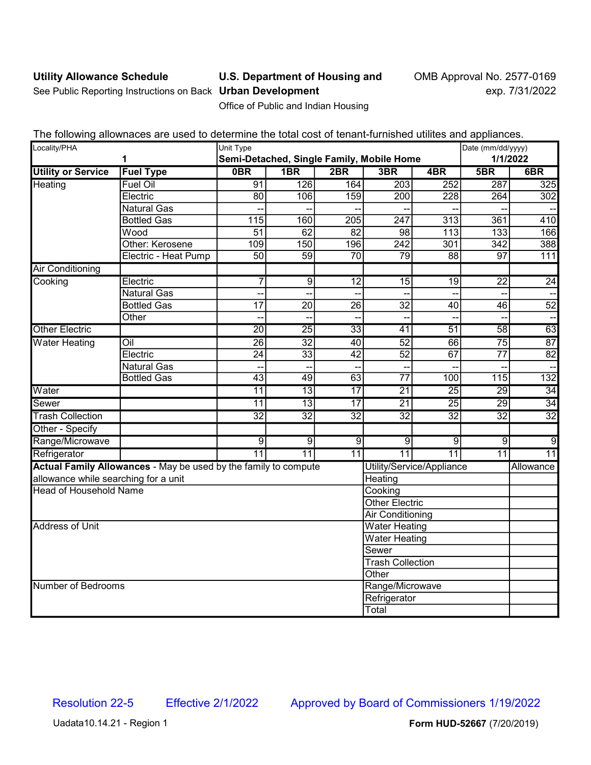**Utility Allowance Schedule**

See Public Reporting Instructions on Back

**U.S. Department of Housing and Urban Development**

Office of Public and Indian Housing

OMB Approval No. 2577-0169
exp. 7/31/2022

The following allownaces are used to determine the total cost of tenant-furnished utilites and appliances.

| Locality/PHA | | Unit Type | | | | | Date (mm/dd/yyyy) | |
|---|---|---|---|---|---|---|---|---|
| 1 | | **Semi-Detached, Single Family, Mobile Home** | | | | | **1/1/2022** | |
| **Utility or Service** | **Fuel Type** | **0BR** | **1BR** | **2BR** | **3BR** | **4BR** | **5BR** | **6BR** |
| Heating | Fuel Oil | 91 | 126 | 164 | 203 | 252 | 287 | 325 |
| | Electric | 80 | 106 | 159 | 200 | 228 | 264 | 302 |
| | Natural Gas | -- | -- | -- | -- | -- | -- | -- |
| | Bottled Gas | 115 | 160 | 205 | 247 | 313 | 361 | 410 |
| | Wood | 51 | 62 | 82 | 98 | 113 | 133 | 166 |
| | Other: Kerosene | 109 | 150 | 196 | 242 | 301 | 342 | 388 |
| | Electric - Heat Pump | 50 | 59 | 70 | 79 | 88 | 97 | 111 |
| Air Conditioning | | | | | | | | |
| Cooking | Electric | 7 | 9 | 12 | 15 | 19 | 22 | 24 |
| | Natural Gas | -- | -- | -- | -- | -- | -- | -- |
| | Bottled Gas | 17 | 20 | 26 | 32 | 40 | 46 | 52 |
| | Other | -- | -- | -- | -- | -- | -- | -- |
| Other Electric | | 20 | 25 | 33 | 41 | 51 | 58 | 63 |
| Water Heating | Oil | 26 | 32 | 40 | 52 | 66 | 75 | 87 |
| | Electric | 24 | 33 | 42 | 52 | 67 | 77 | 82 |
| | Natural Gas | -- | -- | -- | -- | -- | -- | -- |
| | Bottled Gas | 43 | 49 | 63 | 77 | 100 | 115 | 132 |
| Water | | 11 | 13 | 17 | 21 | 25 | 29 | 34 |
| Sewer | | 11 | 13 | 17 | 21 | 25 | 29 | 34 |
| Trash Collection | | 32 | 32 | 32 | 32 | 32 | 32 | 32 |
| Other - Specify | | | | | | | | |
| Range/Microwave | | 9 | 9 | 9 | 9 | 9 | 9 | 9 |
| Refrigerator | | 11 | 11 | 11 | 11 | 11 | 11 | 11 |

| **Actual Family Allowances** - May be used by the family to compute allowance while searching for a unit | Utility/Service/Appliance | Allowance |
|---|---|---|
| | Heating | |
| Head of Household Name | Cooking | |
| | Other Electric | |
| | Air Conditioning | |
| Address of Unit | Water Heating | |
| | Water Heating | |
| | Sewer | |
| | Trash Collection | |
| | Other | |
| Number of Bedrooms | Range/Microwave | |
| | Refrigerator | |
| | Total | |

Resolution 22-5 Effective 2/1/2022 Approved by Board of Commissioners 1/19/2022

Uadata10.14.21 - Region 1

**Form HUD-52667** (7/20/2019)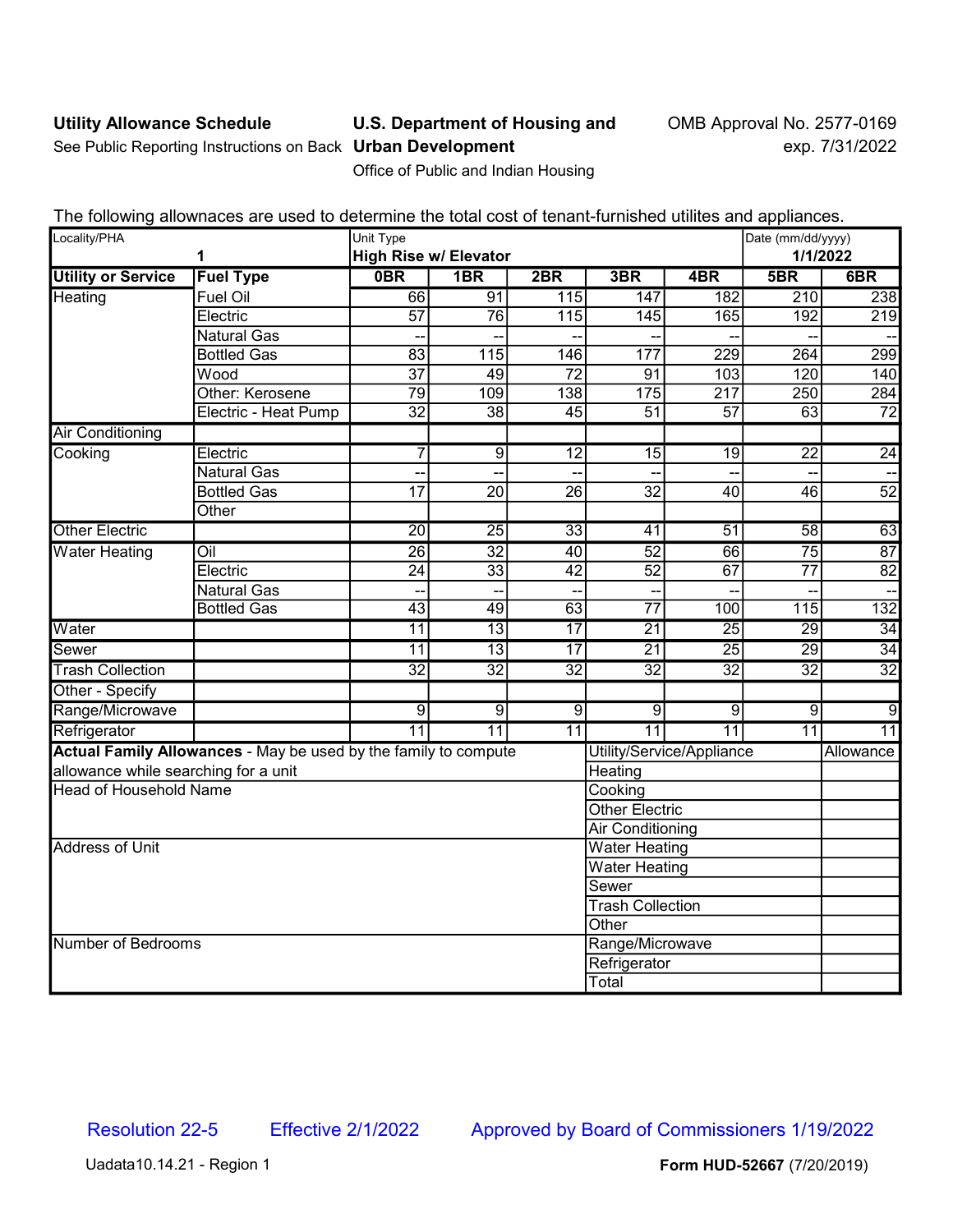**Utility Allowance Schedule**

See Public Reporting Instructions on Back

**U.S. Department of Housing and Urban Development**

Office of Public and Indian Housing

OMB Approval No. 2577-0169
exp. 7/31/2022

The following allownaces are used to determine the total cost of tenant-furnished utilites and appliances.

| Locality/PHA 1 | | Unit Type **High Rise w/ Elevator** | | | | | Date (mm/dd/yyyy) **1/1/2022** | |
|---|---|---|---|---|---|---|---|---|
| **Utility or Service** | **Fuel Type** | **0BR** | **1BR** | **2BR** | **3BR** | **4BR** | **5BR** | **6BR** |
| Heating | Fuel Oil | 66 | 91 | 115 | 147 | 182 | 210 | 238 |
| | Electric | 57 | 76 | 115 | 145 | 165 | 192 | 219 |
| | Natural Gas | -- | -- | -- | -- | -- | -- | -- |
| | Bottled Gas | 83 | 115 | 146 | 177 | 229 | 264 | 299 |
| | Wood | 37 | 49 | 72 | 91 | 103 | 120 | 140 |
| | Other: Kerosene | 79 | 109 | 138 | 175 | 217 | 250 | 284 |
| | Electric - Heat Pump | 32 | 38 | 45 | 51 | 57 | 63 | 72 |
| Air Conditioning | | | | | | | | |
| Cooking | Electric | 7 | 9 | 12 | 15 | 19 | 22 | 24 |
| | Natural Gas | -- | -- | -- | -- | -- | -- | -- |
| | Bottled Gas | 17 | 20 | 26 | 32 | 40 | 46 | 52 |
| | Other | | | | | | | |
| Other Electric | | 20 | 25 | 33 | 41 | 51 | 58 | 63 |
| Water Heating | Oil | 26 | 32 | 40 | 52 | 66 | 75 | 87 |
| | Electric | 24 | 33 | 42 | 52 | 67 | 77 | 82 |
| | Natural Gas | -- | -- | -- | -- | -- | -- | -- |
| | Bottled Gas | 43 | 49 | 63 | 77 | 100 | 115 | 132 |
| Water | | 11 | 13 | 17 | 21 | 25 | 29 | 34 |
| Sewer | | 11 | 13 | 17 | 21 | 25 | 29 | 34 |
| Trash Collection | | 32 | 32 | 32 | 32 | 32 | 32 | 32 |
| Other - Specify | | | | | | | | |
| Range/Microwave | | 9 | 9 | 9 | 9 | 9 | 9 | 9 |
| Refrigerator | | 11 | 11 | 11 | 11 | 11 | 11 | 11 |

**Actual Family Allowances** - May be used by the family to compute allowance while searching for a unit

Head of Household Name

Address of Unit

Number of Bedrooms

| Utility/Service/Appliance | Allowance |
|---|---|
| Heating | |
| Cooking | |
| Other Electric | |
| Air Conditioning | |
| Water Heating | |
| Water Heating | |
| Sewer | |
| Trash Collection | |
| Other | |
| Range/Microwave | |
| Refrigerator | |
| Total | |

Resolution 22-5 Effective 2/1/2022 Approved by Board of Commissioners 1/19/2022

Uadata10.14.21 - Region 1

**Form HUD-52667** (7/20/2019)